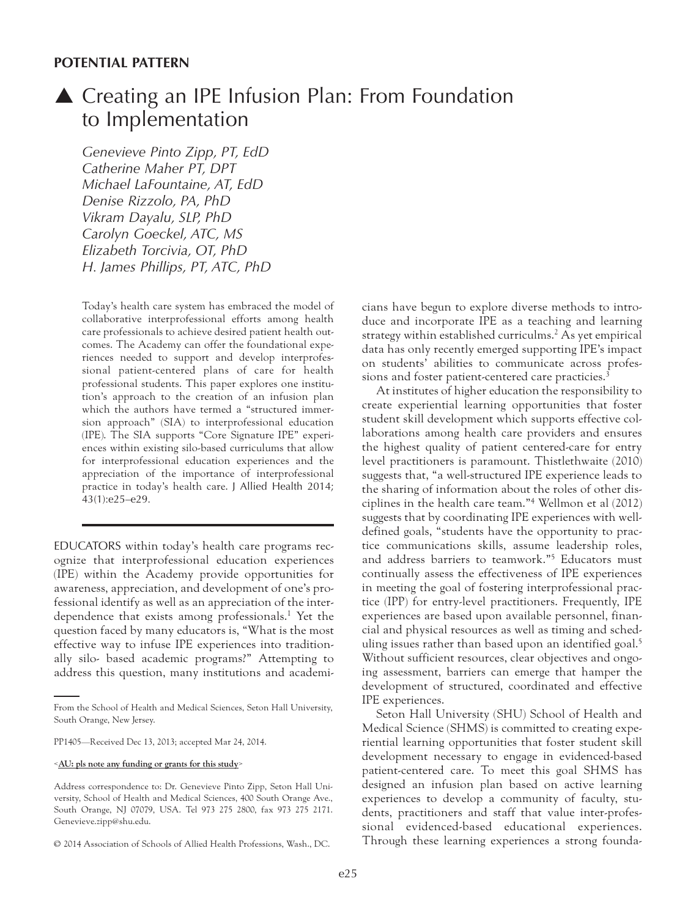**POTENTIAL PATTERN**

# ▲ Creating an IPE Infusion Plan: From Foundation to Implementation

*Genevieve Pinto Zipp, PT, EdD*
*Catherine Maher PT, DPT*
*Michael LaFountaine, AT, EdD*
*Denise Rizzolo, PA, PhD*
*Vikram Dayalu, SLP, PhD*
*Carolyn Goeckel, ATC, MS*
*Elizabeth Torcivia, OT, PhD*
*H. James Phillips, PT, ATC, PhD*

Today's health care system has embraced the model of collaborative interprofessional efforts among health care professionals to achieve desired patient health outcomes. The Academy can offer the foundational experiences needed to support and develop interprofessional patient-centered plans of care for health professional students. This paper explores one institution's approach to the creation of an infusion plan which the authors have termed a "structured immersion approach" (SIA) to interprofessional education (IPE). The SIA supports "Core Signature IPE" experiences within existing silo-based curriculums that allow for interprofessional education experiences and the appreciation of the importance of interprofessional practice in today's health care. J Allied Health 2014; 43(1):e25–e29.

EDUCATORS within today's health care programs recognize that interprofessional education experiences (IPE) within the Academy provide opportunities for awareness, appreciation, and development of one's professional identify as well as an appreciation of the interdependence that exists among professionals.[1] Yet the question faced by many educators is, "What is the most effective way to infuse IPE experiences into traditionally silo- based academic programs?" Attempting to address this question, many institutions and academicians have begun to explore diverse methods to introduce and incorporate IPE as a teaching and learning strategy within established curriculms.[2] As yet empirical data has only recently emerged supporting IPE's impact on students' abilities to communicate across professions and foster patient-centered care practicies.[3]

At institutes of higher education the responsibility to create experiential learning opportunities that foster student skill development which supports effective collaborations among health care providers and ensures the highest quality of patient centered-care for entry level practitioners is paramount. Thistlethwaite (2010) suggests that, "a well-structured IPE experience leads to the sharing of information about the roles of other disciplines in the health care team."[4] Wellmon et al (2012) suggests that by coordinating IPE experiences with well-defined goals, "students have the opportunity to practice communications skills, assume leadership roles, and address barriers to teamwork."[5] Educators must continually assess the effectiveness of IPE experiences in meeting the goal of fostering interprofessional practice (IPP) for entry-level practitioners. Frequently, IPE experiences are based upon available personnel, financial and physical resources as well as timing and scheduling issues rather than based upon an identified goal.[5] Without sufficient resources, clear objectives and ongoing assessment, barriers can emerge that hamper the development of structured, coordinated and effective IPE experiences.

Seton Hall University (SHU) School of Health and Medical Science (SHMS) is committed to creating experiential learning opportunities that foster student skill development necessary to engage in evidenced-based patient-centered care. To meet this goal SHMS has designed an infusion plan based on active learning experiences to develop a community of faculty, students, practitioners and staff that value inter-professional evidenced-based educational experiences. Through these learning experiences a strong founda-

---

From the School of Health and Medical Sciences, Seton Hall University, South Orange, New Jersey.

PP1405—Received Dec 13, 2013; accepted Mar 24, 2014.

<**AU: pls note any funding or grants for this study**>

Address correspondence to: Dr. Genevieve Pinto Zipp, Seton Hall University, School of Health and Medical Sciences, 400 South Orange Ave., South Orange, NJ 07079, USA. Tel 973 275 2800, fax 973 275 2171. Genevieve.zipp@shu.edu.

© 2014 Association of Schools of Allied Health Professions, Wash., DC.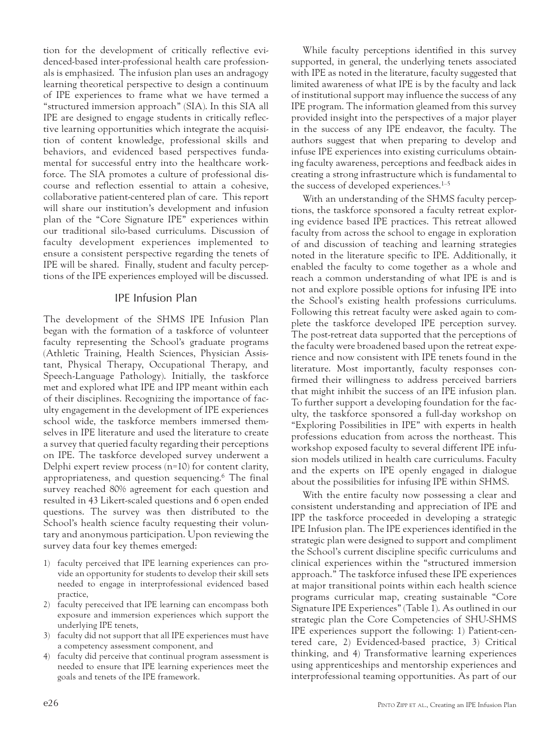tion for the development of critically reflective evidenced-based inter-professional health care professionals is emphasized. The infusion plan uses an andragogy learning theoretical perspective to design a continuum of IPE experiences to frame what we have termed a "structured immersion approach" (SIA). In this SIA all IPE are designed to engage students in critically reflective learning opportunities which integrate the acquisition of content knowledge, professional skills and behaviors, and evidenced based perspectives fundamental for successful entry into the healthcare workforce. The SIA promotes a culture of professional discourse and reflection essential to attain a cohesive, collaborative patient-centered plan of care. This report will share our institution's development and infusion plan of the "Core Signature IPE" experiences within our traditional silo-based curriculums. Discussion of faculty development experiences implemented to ensure a consistent perspective regarding the tenets of IPE will be shared. Finally, student and faculty perceptions of the IPE experiences employed will be discussed.

## IPE Infusion Plan

The development of the SHMS IPE Infusion Plan began with the formation of a taskforce of volunteer faculty representing the School's graduate programs (Athletic Training, Health Sciences, Physician Assistant, Physical Therapy, Occupational Therapy, and Speech-Language Pathology). Initially, the taskforce met and explored what IPE and IPP meant within each of their disciplines. Recognizing the importance of faculty engagement in the development of IPE experiences school wide, the taskforce members immersed themselves in IPE literature and used the literature to create a survey that queried faculty regarding their perceptions on IPE. The taskforce developed survey underwent a Delphi expert review process (n=10) for content clarity, appropriateness, and question sequencing.[6] The final survey reached 80% agreement for each question and resulted in 43 Likert-scaled questions and 6 open ended questions. The survey was then distributed to the School's health science faculty requesting their voluntary and anonymous participation. Upon reviewing the survey data four key themes emerged:

1) faculty perceived that IPE learning experiences can provide an opportunity for students to develop their skill sets needed to engage in interprofessional evidenced based practice,
2) faculty pereceived that IPE learning can encompass both exposure and immersion experiences which support the underlying IPE tenets,
3) faculty did not support that all IPE experiences must have a competency assessment component, and
4) faculty did perceive that continual program assessment is needed to ensure that IPE learning experiences meet the goals and tenets of the IPE framework.

While faculty perceptions identified in this survey supported, in general, the underlying tenets associated with IPE as noted in the literature, faculty suggested that limited awareness of what IPE is by the faculty and lack of institutional support may influence the success of any IPE program. The information gleamed from this survey provided insight into the perspectives of a major player in the success of any IPE endeavor, the faculty. The authors suggest that when preparing to develop and infuse IPE experiences into existing curriculums obtaining faculty awareness, perceptions and feedback aides in creating a strong infrastructure which is fundamental to the success of developed experiences.[1–5]

With an understanding of the SHMS faculty perceptions, the taskforce sponsored a faculty retreat exploring evidence based IPE practices. This retreat allowed faculty from across the school to engage in exploration of and discussion of teaching and learning strategies noted in the literature specific to IPE. Additionally, it enabled the faculty to come together as a whole and reach a common understanding of what IPE is and is not and explore possible options for infusing IPE into the School's existing health professions curriculums. Following this retreat faculty were asked again to complete the taskforce developed IPE perception survey. The post-retreat data supported that the perceptions of the faculty were broadened based upon the retreat experience and now consistent with IPE tenets found in the literature. Most importantly, faculty responses confirmed their willingness to address perceived barriers that might inhibit the success of an IPE infusion plan. To further support a developing foundation for the faculty, the taskforce sponsored a full-day workshop on "Exploring Possibilities in IPE" with experts in health professions education from across the northeast. This workshop exposed faculty to several different IPE infusion models utilized in health care curriculums. Faculty and the experts on IPE openly engaged in dialogue about the possibilities for infusing IPE within SHMS.

With the entire faculty now possessing a clear and consistent understanding and appreciation of IPE and IPP the taskforce proceeded in developing a strategic IPE Infusion plan. The IPE experiences identified in the strategic plan were designed to support and compliment the School's current discipline specific curriculums and clinical experiences within the "structured immersion approach." The taskforce infused these IPE experiences at major transitional points within each health science programs curricular map, creating sustainable "Core Signature IPE Experiences" (Table 1). As outlined in our strategic plan the Core Competencies of SHU-SHMS IPE experiences support the following: 1) Patient-centered care, 2) Evidenced-based practice, 3) Critical thinking, and 4) Transformative learning experiences using apprenticeships and mentorship experiences and interprofessional teaming opportunities. As part of our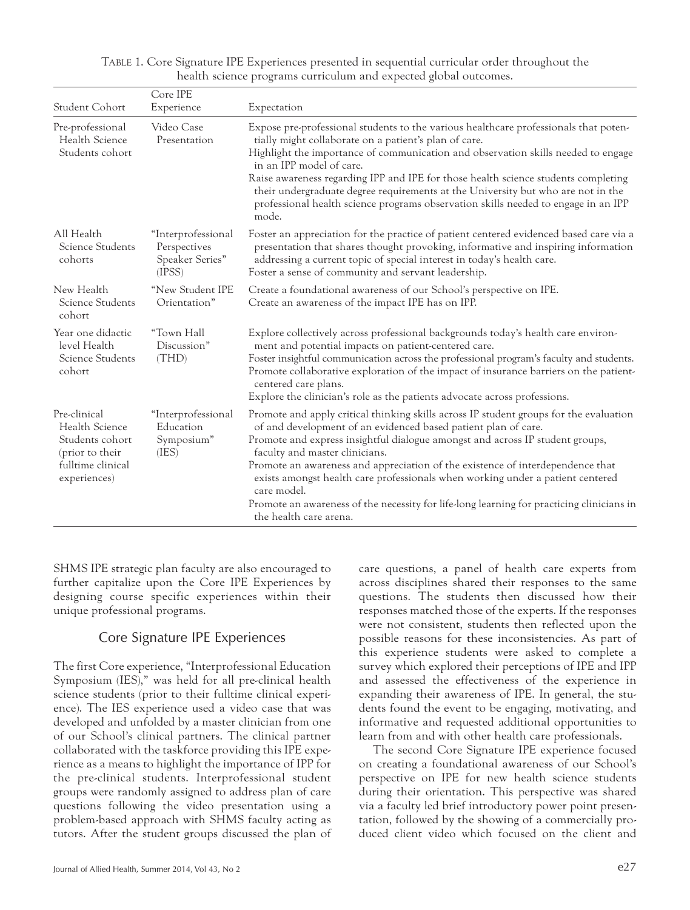TABLE 1. Core Signature IPE Experiences presented in sequential curricular order throughout the health science programs curriculum and expected global outcomes.

| Student Cohort | Core IPE Experience | Expectation |
|---|---|---|
| Pre-professional Health Science Students cohort | Video Case Presentation | Expose pre-professional students to the various healthcare professionals that potentially might collaborate on a patient's plan of care.<br>Highlight the importance of communication and observation skills needed to engage in an IPP model of care.<br>Raise awareness regarding IPP and IPE for those health science students completing their undergraduate degree requirements at the University but who are not in the professional health science programs observation skills needed to engage in an IPP mode. |
| All Health Science Students cohorts | "Interprofessional Perspectives Speaker Series" (IPSS) | Foster an appreciation for the practice of patient centered evidenced based care via a presentation that shares thought provoking, informative and inspiring information addressing a current topic of special interest in today's health care.<br>Foster a sense of community and servant leadership. |
| New Health Science Students cohort | "New Student IPE Orientation" | Create a foundational awareness of our School's perspective on IPE.<br>Create an awareness of the impact IPE has on IPP. |
| Year one didactic level Health Science Students cohort | "Town Hall Discussion" (THD) | Explore collectively across professional backgrounds today's health care environment and potential impacts on patient-centered care.<br>Foster insightful communication across the professional program's faculty and students.<br>Promote collaborative exploration of the impact of insurance barriers on the patient-centered care plans.<br>Explore the clinician's role as the patients advocate across professions. |
| Pre-clinical Health Science Students cohort (prior to their fulltime clinical experiences) | "Interprofessional Education Symposium" (IES) | Promote and apply critical thinking skills across IP student groups for the evaluation of and development of an evidenced based patient plan of care.<br>Promote and express insightful dialogue amongst and across IP student groups, faculty and master clinicians.<br>Promote an awareness and appreciation of the existence of interdependence that exists amongst health care professionals when working under a patient centered care model.<br>Promote an awareness of the necessity for life-long learning for practicing clinicians in the health care arena. |

SHMS IPE strategic plan faculty are also encouraged to further capitalize upon the Core IPE Experiences by designing course specific experiences within their unique professional programs.

## Core Signature IPE Experiences

The first Core experience, "Interprofessional Education Symposium (IES)," was held for all pre-clinical health science students (prior to their fulltime clinical experience). The IES experience used a video case that was developed and unfolded by a master clinician from one of our School's clinical partners. The clinical partner collaborated with the taskforce providing this IPE experience as a means to highlight the importance of IPP for the pre-clinical students. Interprofessional student groups were randomly assigned to address plan of care questions following the video presentation using a problem-based approach with SHMS faculty acting as tutors. After the student groups discussed the plan of care questions, a panel of health care experts from across disciplines shared their responses to the same questions. The students then discussed how their responses matched those of the experts. If the responses were not consistent, students then reflected upon the possible reasons for these inconsistencies. As part of this experience students were asked to complete a survey which explored their perceptions of IPE and IPP and assessed the effectiveness of the experience in expanding their awareness of IPE. In general, the students found the event to be engaging, motivating, and informative and requested additional opportunities to learn from and with other health care professionals.

The second Core Signature IPE experience focused on creating a foundational awareness of our School's perspective on IPE for new health science students during their orientation. This perspective was shared via a faculty led brief introductory power point presentation, followed by the showing of a commercially produced client video which focused on the client and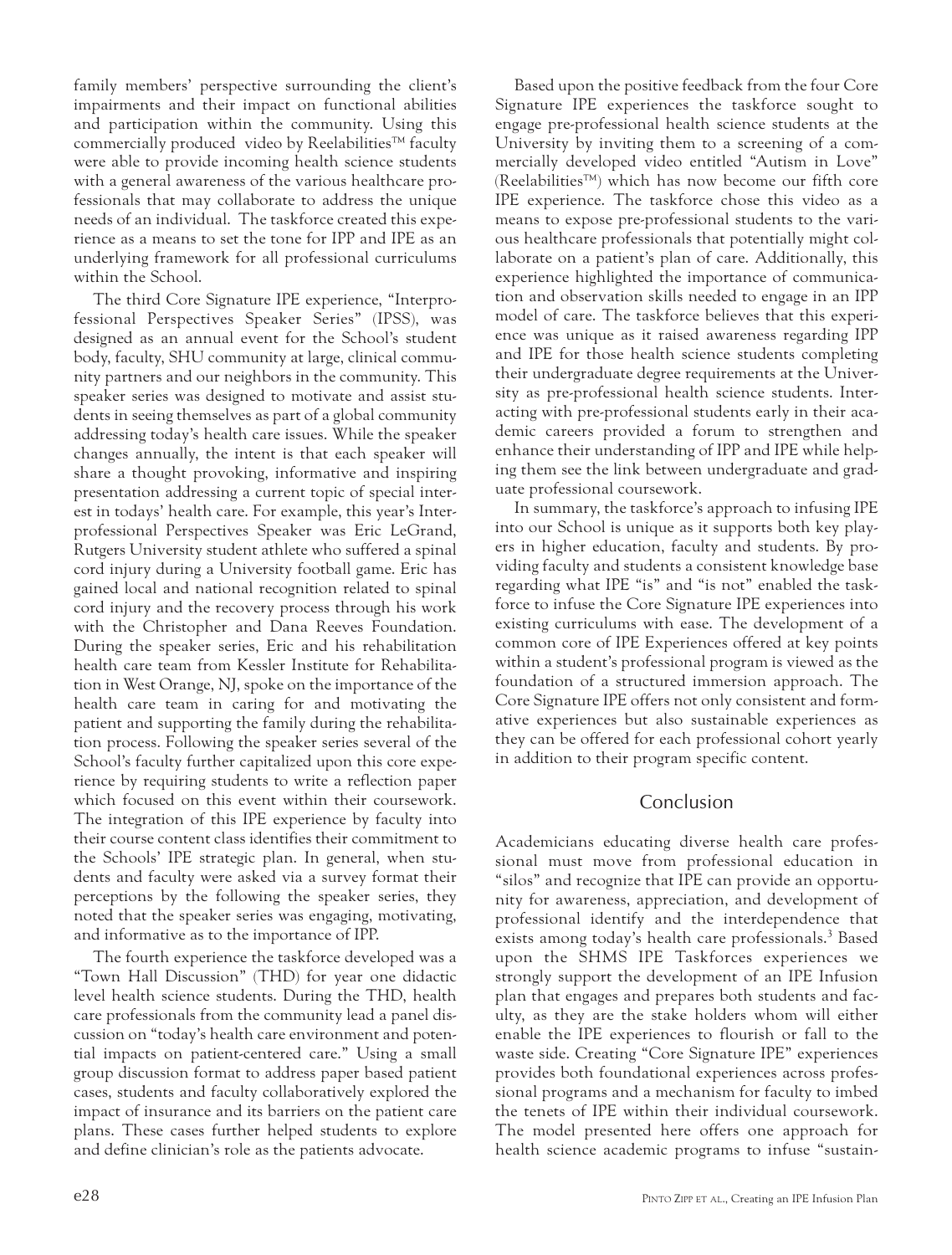family members' perspective surrounding the client's impairments and their impact on functional abilities and participation within the community. Using this commercially produced video by Reelabilities™ faculty were able to provide incoming health science students with a general awareness of the various healthcare professionals that may collaborate to address the unique needs of an individual. The taskforce created this experience as a means to set the tone for IPP and IPE as an underlying framework for all professional curriculums within the School.

The third Core Signature IPE experience, "Interprofessional Perspectives Speaker Series" (IPSS), was designed as an annual event for the School's student body, faculty, SHU community at large, clinical community partners and our neighbors in the community. This speaker series was designed to motivate and assist students in seeing themselves as part of a global community addressing today's health care issues. While the speaker changes annually, the intent is that each speaker will share a thought provoking, informative and inspiring presentation addressing a current topic of special interest in todays' health care. For example, this year's Interprofessional Perspectives Speaker was Eric LeGrand, Rutgers University student athlete who suffered a spinal cord injury during a University football game. Eric has gained local and national recognition related to spinal cord injury and the recovery process through his work with the Christopher and Dana Reeves Foundation. During the speaker series, Eric and his rehabilitation health care team from Kessler Institute for Rehabilitation in West Orange, NJ, spoke on the importance of the health care team in caring for and motivating the patient and supporting the family during the rehabilitation process. Following the speaker series several of the School's faculty further capitalized upon this core experience by requiring students to write a reflection paper which focused on this event within their coursework. The integration of this IPE experience by faculty into their course content class identifies their commitment to the Schools' IPE strategic plan. In general, when students and faculty were asked via a survey format their perceptions by the following the speaker series, they noted that the speaker series was engaging, motivating, and informative as to the importance of IPP.

The fourth experience the taskforce developed was a "Town Hall Discussion" (THD) for year one didactic level health science students. During the THD, health care professionals from the community lead a panel discussion on "today's health care environment and potential impacts on patient-centered care." Using a small group discussion format to address paper based patient cases, students and faculty collaboratively explored the impact of insurance and its barriers on the patient care plans. These cases further helped students to explore and define clinician's role as the patients advocate.

Based upon the positive feedback from the four Core Signature IPE experiences the taskforce sought to engage pre-professional health science students at the University by inviting them to a screening of a commercially developed video entitled "Autism in Love" (Reelabilities™) which has now become our fifth core IPE experience. The taskforce chose this video as a means to expose pre-professional students to the various healthcare professionals that potentially might collaborate on a patient's plan of care. Additionally, this experience highlighted the importance of communication and observation skills needed to engage in an IPP model of care. The taskforce believes that this experience was unique as it raised awareness regarding IPP and IPE for those health science students completing their undergraduate degree requirements at the University as pre-professional health science students. Interacting with pre-professional students early in their academic careers provided a forum to strengthen and enhance their understanding of IPP and IPE while helping them see the link between undergraduate and graduate professional coursework.

In summary, the taskforce's approach to infusing IPE into our School is unique as it supports both key players in higher education, faculty and students. By providing faculty and students a consistent knowledge base regarding what IPE "is" and "is not" enabled the taskforce to infuse the Core Signature IPE experiences into existing curriculums with ease. The development of a common core of IPE Experiences offered at key points within a student's professional program is viewed as the foundation of a structured immersion approach. The Core Signature IPE offers not only consistent and formative experiences but also sustainable experiences as they can be offered for each professional cohort yearly in addition to their program specific content.

## Conclusion

Academicians educating diverse health care professional must move from professional education in "silos" and recognize that IPE can provide an opportunity for awareness, appreciation, and development of professional identify and the interdependence that exists among today's health care professionals.[3] Based upon the SHMS IPE Taskforces experiences we strongly support the development of an IPE Infusion plan that engages and prepares both students and faculty, as they are the stake holders whom will either enable the IPE experiences to flourish or fall to the waste side. Creating "Core Signature IPE" experiences provides both foundational experiences across professional programs and a mechanism for faculty to imbed the tenets of IPE within their individual coursework. The model presented here offers one approach for health science academic programs to infuse "sustain-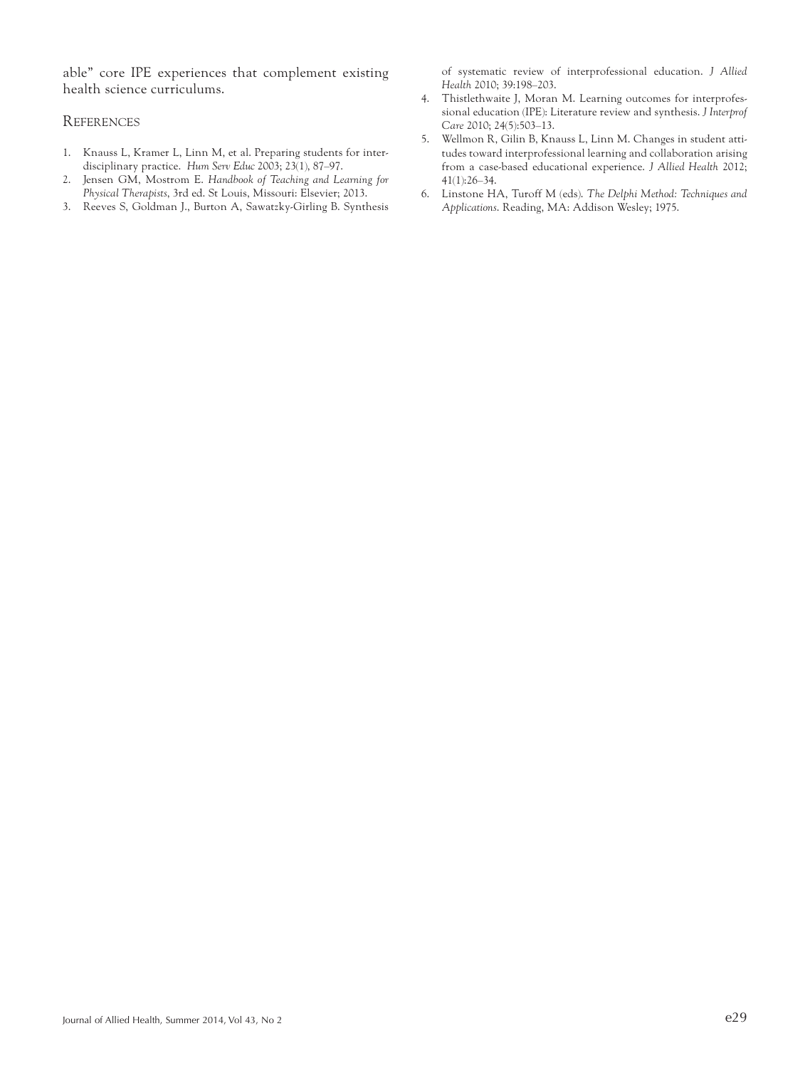able" core IPE experiences that complement existing health science curriculums.

## References

1. Knauss L, Kramer L, Linn M, et al. Preparing students for interdisciplinary practice. *Hum Serv Educ* 2003; 23(1), 87–97.
2. Jensen GM, Mostrom E. *Handbook of Teaching and Learning for Physical Therapists*, 3rd ed. St Louis, Missouri: Elsevier; 2013.
3. Reeves S, Goldman J., Burton A, Sawatzky-Girling B. Synthesis of systematic review of interprofessional education. *J Allied Health* 2010; 39:198–203.
4. Thistlethwaite J, Moran M. Learning outcomes for interprofessional education (IPE): Literature review and synthesis. *J Interprof Care* 2010; 24(5):503–13.
5. Wellmon R, Gilin B, Knauss L, Linn M. Changes in student attitudes toward interprofessional learning and collaboration arising from a case-based educational experience. *J Allied Health* 2012; 41(1):26–34.
6. Linstone HA, Turoff M (eds). *The Delphi Method: Techniques and Applications*. Reading, MA: Addison Wesley; 1975.